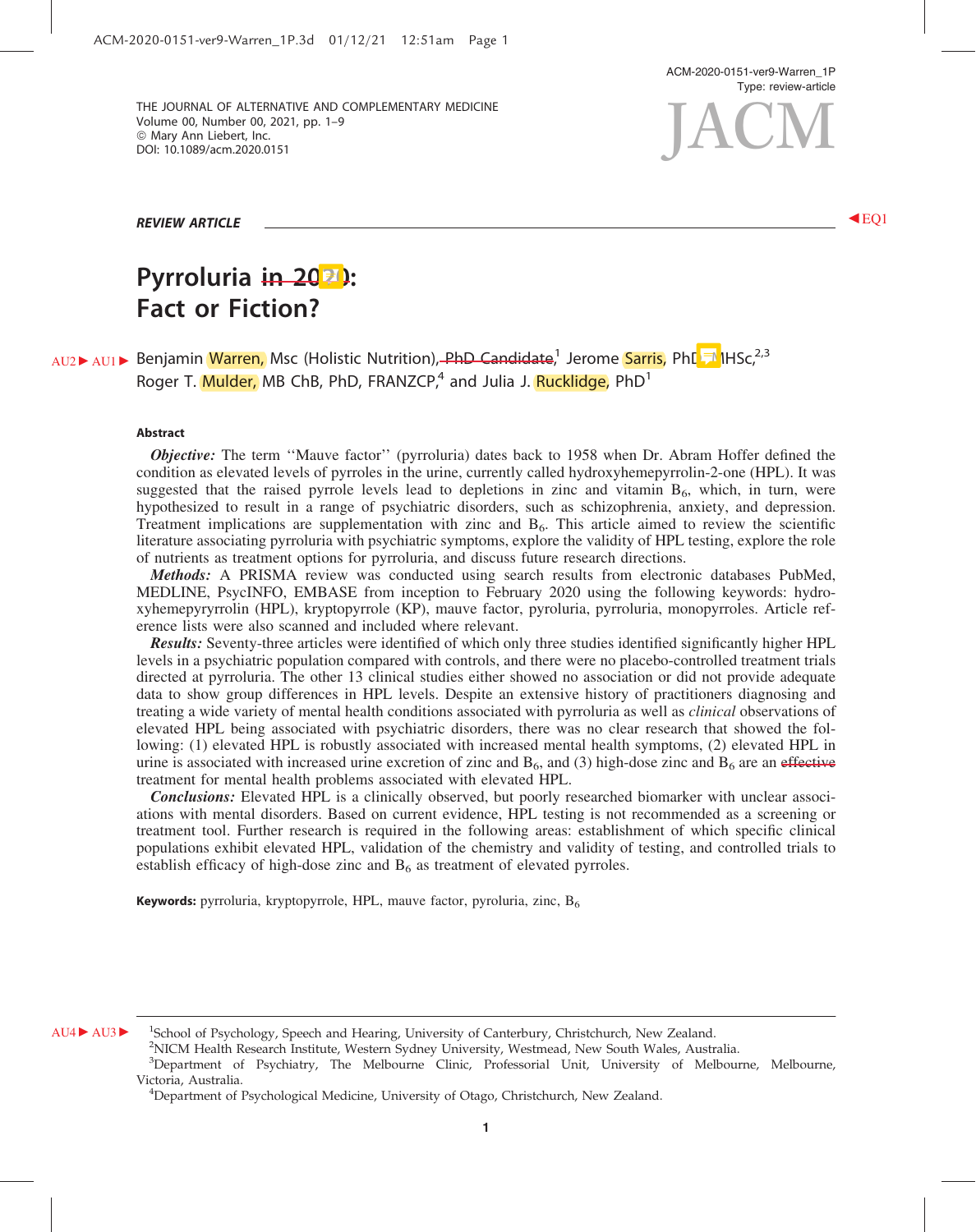REVIEW ARTICLE

# Pyrroluria in 2020: Fact or Fiction?

Benjamin Warren, Msc (Holistic Nutrition), PhD Candidate,[1] Jerome Sarris, PhD, MHSc,[2,3] Roger T. Mulder, MB ChB, PhD, FRANZCP,[4] and Julia J. Rucklidge, PhD[1]

## Abstract

***Objective:*** The term ''Mauve factor'' (pyrroluria) dates back to 1958 when Dr. Abram Hoffer defined the condition as elevated levels of pyrroles in the urine, currently called hydroxyhemepyrrolin-2-one (HPL). It was suggested that the raised pyrrole levels lead to depletions in zinc and vitamin $B_6$, which, in turn, were hypothesized to result in a range of psychiatric disorders, such as schizophrenia, anxiety, and depression. Treatment implications are supplementation with zinc and $B_6$. This article aimed to review the scientific literature associating pyrroluria with psychiatric symptoms, explore the validity of HPL testing, explore the role of nutrients as treatment options for pyrroluria, and discuss future research directions.

***Methods:*** A PRISMA review was conducted using search results from electronic databases PubMed, MEDLINE, PsycINFO, EMBASE from inception to February 2020 using the following keywords: hydroxyhemepyryrrolin (HPL), kryptopyrrole (KP), mauve factor, pyroluria, pyrroluria, monopyrroles. Article reference lists were also scanned and included where relevant.

***Results:*** Seventy-three articles were identified of which only three studies identified significantly higher HPL levels in a psychiatric population compared with controls, and there were no placebo-controlled treatment trials directed at pyrroluria. The other 13 clinical studies either showed no association or did not provide adequate data to show group differences in HPL levels. Despite an extensive history of practitioners diagnosing and treating a wide variety of mental health conditions associated with pyrroluria as well as *clinical* observations of elevated HPL being associated with psychiatric disorders, there was no clear research that showed the following: (1) elevated HPL is robustly associated with increased mental health symptoms, (2) elevated HPL in urine is associated with increased urine excretion of zinc and $B_6$, and (3) high-dose zinc and $B_6$ are an effective treatment for mental health problems associated with elevated HPL.

***Conclusions:*** Elevated HPL is a clinically observed, but poorly researched biomarker with unclear associations with mental disorders. Based on current evidence, HPL testing is not recommended as a screening or treatment tool. Further research is required in the following areas: establishment of which specific clinical populations exhibit elevated HPL, validation of the chemistry and validity of testing, and controlled trials to establish efficacy of high-dose zinc and $B_6$ as treatment of elevated pyrroles.

**Keywords:** pyrroluria, kryptopyrrole, HPL, mauve factor, pyroluria, zinc, $B_6$

---

[1]School of Psychology, Speech and Hearing, University of Canterbury, Christchurch, New Zealand.
[2]NICM Health Research Institute, Western Sydney University, Westmead, New South Wales, Australia.
[3]Department of Psychiatry, The Melbourne Clinic, Professorial Unit, University of Melbourne, Melbourne, Victoria, Australia.
[4]Department of Psychological Medicine, University of Otago, Christchurch, New Zealand.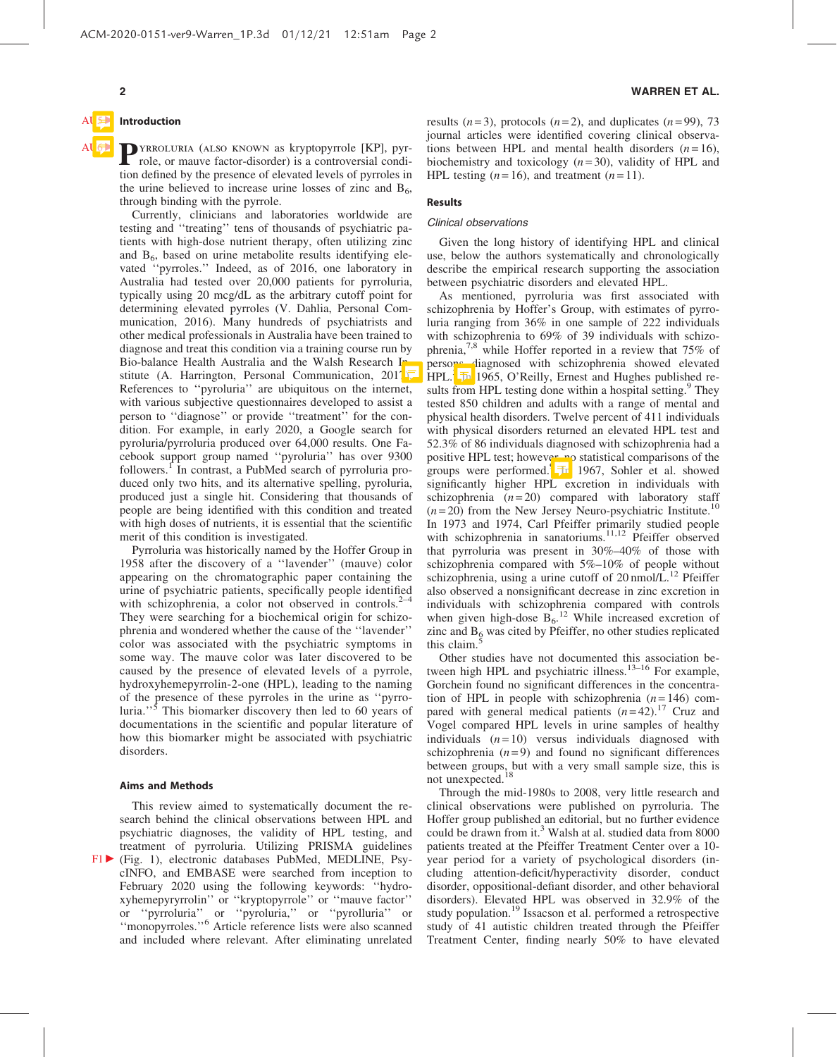## Introduction

**P**YRROLURIA (ALSO KNOWN as kryptopyrrole [KP], pyrrole, or mauve factor-disorder) is a controversial condition defined by the presence of elevated levels of pyrroles in the urine believed to increase urine losses of zinc and $B_6$, through binding with the pyrrole.

Currently, clinicians and laboratories worldwide are testing and ''treating'' tens of thousands of psychiatric patients with high-dose nutrient therapy, often utilizing zinc and $B_6$, based on urine metabolite results identifying elevated ''pyrroles.'' Indeed, as of 2016, one laboratory in Australia had tested over 20,000 patients for pyrroluria, typically using 20 mcg/dL as the arbitrary cutoff point for determining elevated pyrroles (V. Dahlia, Personal Communication, 2016). Many hundreds of psychiatrists and other medical professionals in Australia have been trained to diagnose and treat this condition via a training course run by Bio-balance Health Australia and the Walsh Research Institute (A. Harrington, Personal Communication, 2017). References to ''pyroluria'' are ubiquitous on the internet, with various subjective questionnaires developed to assist a person to ''diagnose'' or provide ''treatment'' for the condition. For example, in early 2020, a Google search for pyroluria/pyrroluria produced over 64,000 results. One Facebook support group named ''pyroluria'' has over 9300 followers.[1] In contrast, a PubMed search of pyrroluria produced only two hits, and its alternative spelling, pyroluria, produced just a single hit. Considering that thousands of people are being identified with this condition and treated with high doses of nutrients, it is essential that the scientific merit of this condition is investigated.

Pyrroluria was historically named by the Hoffer Group in 1958 after the discovery of a ''lavender'' (mauve) color appearing on the chromatographic paper containing the urine of psychiatric patients, specifically people identified with schizophrenia, a color not observed in controls.[2–4] They were searching for a biochemical origin for schizophrenia and wondered whether the cause of the ''lavender'' color was associated with the psychiatric symptoms in some way. The mauve color was later discovered to be caused by the presence of elevated levels of a pyrrole, hydroxyhemepyrrolin-2-one (HPL), leading to the naming of the presence of these pyrroles in the urine as ''pyrroluria.''[5] This biomarker discovery then led to 60 years of documentations in the scientific and popular literature of how this biomarker might be associated with psychiatric disorders.

### Aims and Methods

This review aimed to systematically document the research behind the clinical observations between HPL and psychiatric diagnoses, the validity of HPL testing, and treatment of pyrroluria. Utilizing PRISMA guidelines (Fig. 1), electronic databases PubMed, MEDLINE, PsycINFO, and EMBASE were searched from inception to February 2020 using the following keywords: ''hydroxyhemepyrrolin'' or ''kryptopyrrole'' or ''mauve factor'' or ''pyrroluria'' or ''pyroluria,'' or ''pyrolluria'' or ''monopyrroles.''[6] Article reference lists were also scanned and included where relevant. After eliminating unrelated results ($n=3$), protocols ($n=2$), and duplicates ($n=99$), 73 journal articles were identified covering clinical observations between HPL and mental health disorders ($n=16$), biochemistry and toxicology ($n=30$), validity of HPL and HPL testing ($n=16$), and treatment ($n=11$).

## Results

### *Clinical observations*

Given the long history of identifying HPL and clinical use, below the authors systematically and chronologically describe the empirical research supporting the association between psychiatric disorders and elevated HPL.

As mentioned, pyrroluria was first associated with schizophrenia by Hoffer's Group, with estimates of pyrroluria ranging from 36% in one sample of 222 individuals with schizophrenia to 69% of 39 individuals with schizophrenia,[7,8] while Hoffer reported in a review that 75% of persons diagnosed with schizophrenia showed elevated HPL. In 1965, O'Reilly, Ernest and Hughes published results from HPL testing done within a hospital setting.[9] They tested 850 children and adults with a range of mental and physical health disorders. Twelve percent of 411 individuals with physical disorders returned an elevated HPL test and 52.3% of 86 individuals diagnosed with schizophrenia had a positive HPL test; however, no statistical comparisons of the groups were performed. In 1967, Sohler et al. showed significantly higher HPL excretion in individuals with schizophrenia ($n=20$) compared with laboratory staff ($n=20$) from the New Jersey Neuro-psychiatric Institute.[10] In 1973 and 1974, Carl Pfeiffer primarily studied people with schizophrenia in sanatoriums.[11,12] Pfeiffer observed that pyrroluria was present in 30%–40% of those with schizophrenia compared with 5%–10% of people without schizophrenia, using a urine cutoff of 20 nmol/L.[12] Pfeiffer also observed a nonsignificant decrease in zinc excretion in individuals with schizophrenia compared with controls when given high-dose $B_6$.[12] While increased excretion of zinc and $B_6$ was cited by Pfeiffer, no other studies replicated this claim.[5]

Other studies have not documented this association between high HPL and psychiatric illness.[13–16] For example, Gorchein found no significant differences in the concentration of HPL in people with schizophrenia ($n=146$) compared with general medical patients ($n=42$).[17] Cruz and Vogel compared HPL levels in urine samples of healthy individuals ($n=10$) versus individuals diagnosed with schizophrenia ($n=9$) and found no significant differences between groups, but with a very small sample size, this is not unexpected.[18]

Through the mid-1980s to 2008, very little research and clinical observations were published on pyrroluria. The Hoffer group published an editorial, but no further evidence could be drawn from it.[3] Walsh at al. studied data from 8000 patients treated at the Pfeiffer Treatment Center over a 10-year period for a variety of psychological disorders (including attention-deficit/hyperactivity disorder, conduct disorder, oppositional-defiant disorder, and other behavioral disorders). Elevated HPL was observed in 32.9% of the study population.[19] Issacson et al. performed a retrospective study of 41 autistic children treated through the Pfeiffer Treatment Center, finding nearly 50% to have elevated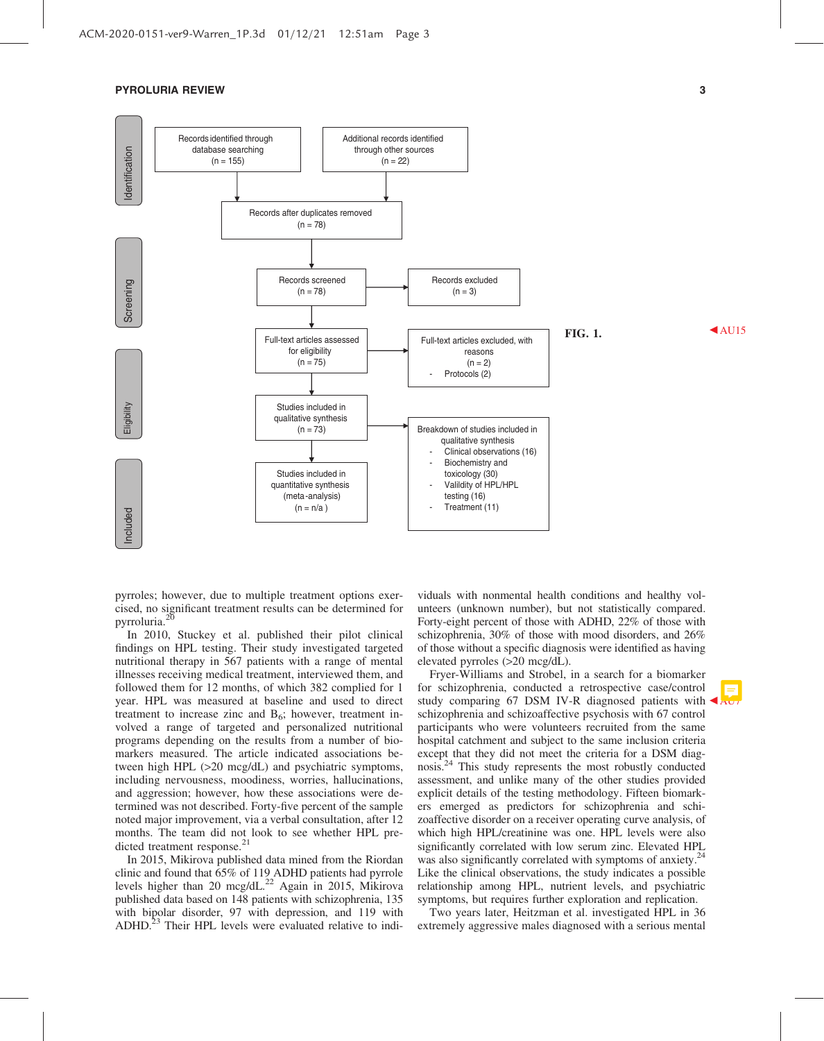Identification

Records identified through database searching (n = 155)

Additional records identified through other sources (n = 22)

Records after duplicates removed (n = 78)

Screening

Records screened (n = 78)

Records excluded (n = 3)

Eligibility

Full-text articles assessed for eligibility (n = 75)

Full-text articles excluded, with reasons (n = 2)
- Protocols (2)

Studies included in qualitative synthesis (n = 73)

Included

Breakdown of studies included in qualitative synthesis
- Clinical observations (16)
- Biochemistry and toxicology (30)
- Valildity of HPL/HPL testing (16)
- Treatment (11)

Studies included in quantitative synthesis (meta-analysis) (n = n/a )

**FIG. 1.**

pyrroles; however, due to multiple treatment options exercised, no significant treatment results can be determined for pyrroluria.[20]

In 2010, Stuckey et al. published their pilot clinical findings on HPL testing. Their study investigated targeted nutritional therapy in 567 patients with a range of mental illnesses receiving medical treatment, interviewed them, and followed them for 12 months, of which 382 complied for 1 year. HPL was measured at baseline and used to direct treatment to increase zinc and $B_6$; however, treatment involved a range of targeted and personalized nutritional programs depending on the results from a number of biomarkers measured. The article indicated associations between high HPL (>20 mcg/dL) and psychiatric symptoms, including nervousness, moodiness, worries, hallucinations, and aggression; however, how these associations were determined was not described. Forty-five percent of the sample noted major improvement, via a verbal consultation, after 12 months. The team did not look to see whether HPL predicted treatment response.[21]

In 2015, Mikirova published data mined from the Riordan clinic and found that 65% of 119 ADHD patients had pyrrole levels higher than 20 mcg/dL.[22] Again in 2015, Mikirova published data based on 148 patients with schizophrenia, 135 with bipolar disorder, 97 with depression, and 119 with ADHD.[23] Their HPL levels were evaluated relative to individuals with nonmental health conditions and healthy volunteers (unknown number), but not statistically compared. Forty-eight percent of those with ADHD, 22% of those with schizophrenia, 30% of those with mood disorders, and 26% of those without a specific diagnosis were identified as having elevated pyrroles (>20 mcg/dL).

Fryer-Williams and Strobel, in a search for a biomarker for schizophrenia, conducted a retrospective case/control study comparing 67 DSM IV-R diagnosed patients with schizophrenia and schizoaffective psychosis with 67 control participants who were volunteers recruited from the same hospital catchment and subject to the same inclusion criteria except that they did not meet the criteria for a DSM diagnosis.[24] This study represents the most robustly conducted assessment, and unlike many of the other studies provided explicit details of the testing methodology. Fifteen biomarkers emerged as predictors for schizophrenia and schizoaffective disorder on a receiver operating curve analysis, of which high HPL/creatinine was one. HPL levels were also significantly correlated with low serum zinc. Elevated HPL was also significantly correlated with symptoms of anxiety.[24] Like the clinical observations, the study indicates a possible relationship among HPL, nutrient levels, and psychiatric symptoms, but requires further exploration and replication.

Two years later, Heitzman et al. investigated HPL in 36 extremely aggressive males diagnosed with a serious mental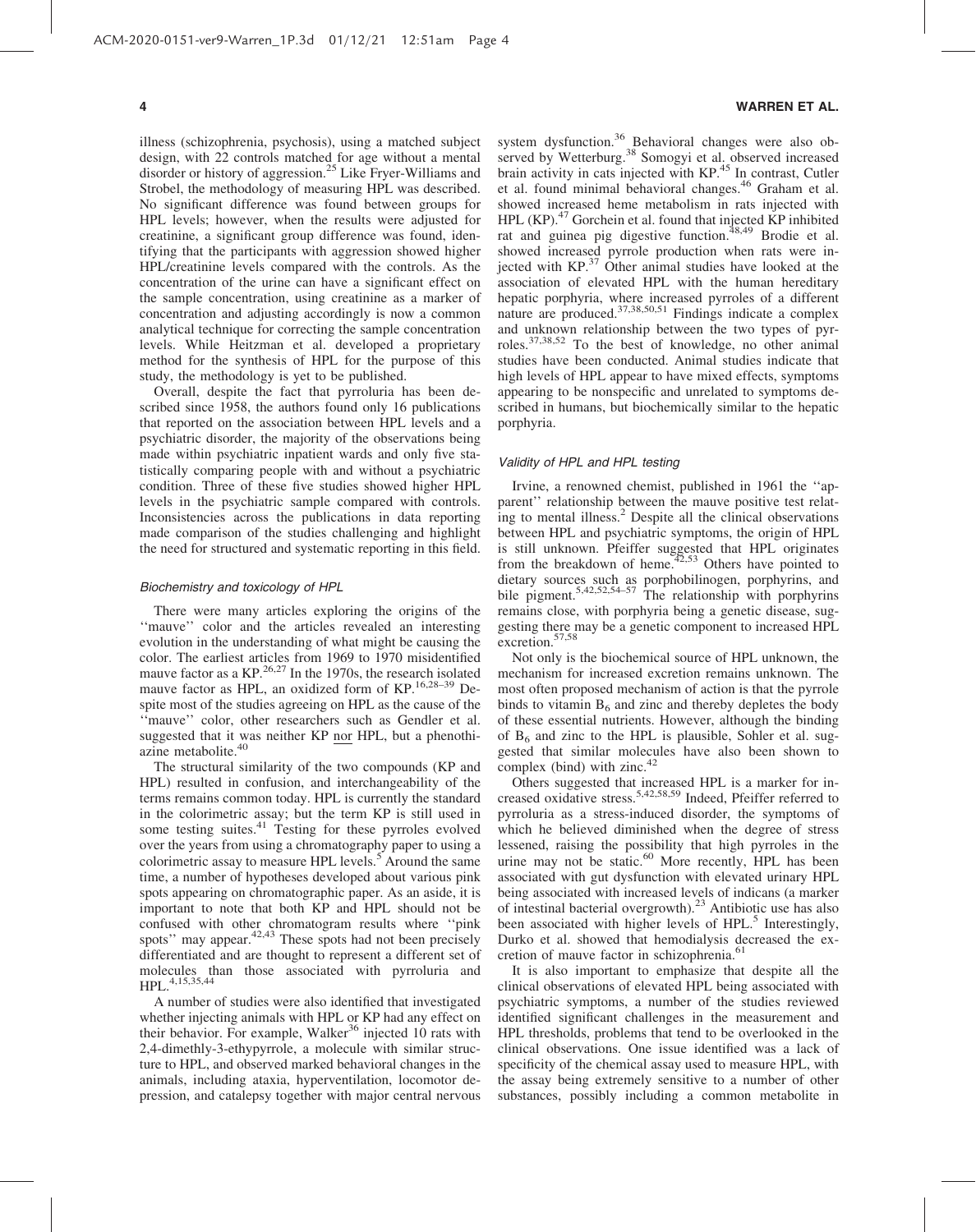illness (schizophrenia, psychosis), using a matched subject design, with 22 controls matched for age without a mental disorder or history of aggression.[25] Like Fryer-Williams and Strobel, the methodology of measuring HPL was described. No significant difference was found between groups for HPL levels; however, when the results were adjusted for creatinine, a significant group difference was found, identifying that the participants with aggression showed higher HPL/creatinine levels compared with the controls. As the concentration of the urine can have a significant effect on the sample concentration, using creatinine as a marker of concentration and adjusting accordingly is now a common analytical technique for correcting the sample concentration levels. While Heitzman et al. developed a proprietary method for the synthesis of HPL for the purpose of this study, the methodology is yet to be published.

Overall, despite the fact that pyrroluria has been described since 1958, the authors found only 16 publications that reported on the association between HPL levels and a psychiatric disorder, the majority of the observations being made within psychiatric inpatient wards and only five statistically comparing people with and without a psychiatric condition. Three of these five studies showed higher HPL levels in the psychiatric sample compared with controls. Inconsistencies across the publications in data reporting made comparison of the studies challenging and highlight the need for structured and systematic reporting in this field.

### Biochemistry and toxicology of HPL

There were many articles exploring the origins of the ''mauve'' color and the articles revealed an interesting evolution in the understanding of what might be causing the color. The earliest articles from 1969 to 1970 misidentified mauve factor as a KP.[26,27] In the 1970s, the research isolated mauve factor as HPL, an oxidized form of KP.[16,28–39] Despite most of the studies agreeing on HPL as the cause of the ''mauve'' color, other researchers such as Gendler et al. suggested that it was neither KP nor HPL, but a phenothiazine metabolite.[40]

The structural similarity of the two compounds (KP and HPL) resulted in confusion, and interchangeability of the terms remains common today. HPL is currently the standard in the colorimetric assay; but the term KP is still used in some testing suites.[41] Testing for these pyrroles evolved over the years from using a chromatography paper to using a colorimetric assay to measure HPL levels.[5] Around the same time, a number of hypotheses developed about various pink spots appearing on chromatographic paper. As an aside, it is important to note that both KP and HPL should not be confused with other chromatogram results where ''pink spots'' may appear.[42,43] These spots had not been precisely differentiated and are thought to represent a different set of molecules than those associated with pyrroluria and HPL.[4,15,35,44]

A number of studies were also identified that investigated whether injecting animals with HPL or KP had any effect on their behavior. For example, Walker[36] injected 10 rats with 2,4-dimethly-3-ethypyrrole, a molecule with similar structure to HPL, and observed marked behavioral changes in the animals, including ataxia, hyperventilation, locomotor depression, and catalepsy together with major central nervous system dysfunction.[36] Behavioral changes were also observed by Wetterburg.[38] Somogyi et al. observed increased brain activity in cats injected with KP.[45] In contrast, Cutler et al. found minimal behavioral changes.[46] Graham et al. showed increased heme metabolism in rats injected with HPL (KP).[47] Gorchein et al. found that injected KP inhibited rat and guinea pig digestive function.[48,49] Brodie et al. showed increased pyrrole production when rats were injected with KP.[37] Other animal studies have looked at the association of elevated HPL with the human hereditary hepatic porphyria, where increased pyrroles of a different nature are produced.[37,38,50,51] Findings indicate a complex and unknown relationship between the two types of pyrroles.[37,38,52] To the best of knowledge, no other animal studies have been conducted. Animal studies indicate that high levels of HPL appear to have mixed effects, symptoms appearing to be nonspecific and unrelated to symptoms described in humans, but biochemically similar to the hepatic porphyria.

### Validity of HPL and HPL testing

Irvine, a renowned chemist, published in 1961 the ''apparent'' relationship between the mauve positive test relating to mental illness.[2] Despite all the clinical observations between HPL and psychiatric symptoms, the origin of HPL is still unknown. Pfeiffer suggested that HPL originates from the breakdown of heme.[42,53] Others have pointed to dietary sources such as porphobilinogen, porphyrins, and bile pigment.[5,42,52,54–57] The relationship with porphyrins remains close, with porphyria being a genetic disease, suggesting there may be a genetic component to increased HPL excretion.[57,58]

Not only is the biochemical source of HPL unknown, the mechanism for increased excretion remains unknown. The most often proposed mechanism of action is that the pyrrole binds to vitamin $B_6$ and zinc and thereby depletes the body of these essential nutrients. However, although the binding of $B_6$ and zinc to the HPL is plausible, Sohler et al. suggested that similar molecules have also been shown to complex (bind) with zinc.[42]

Others suggested that increased HPL is a marker for increased oxidative stress.[5,42,58,59] Indeed, Pfeiffer referred to pyrroluria as a stress-induced disorder, the symptoms of which he believed diminished when the degree of stress lessened, raising the possibility that high pyrroles in the urine may not be static.[60] More recently, HPL has been associated with gut dysfunction with elevated urinary HPL being associated with increased levels of indicans (a marker of intestinal bacterial overgrowth).[23] Antibiotic use has also been associated with higher levels of HPL.[5] Interestingly, Durko et al. showed that hemodialysis decreased the excretion of mauve factor in schizophrenia.[61]

It is also important to emphasize that despite all the clinical observations of elevated HPL being associated with psychiatric symptoms, a number of the studies reviewed identified significant challenges in the measurement and HPL thresholds, problems that tend to be overlooked in the clinical observations. One issue identified was a lack of specificity of the chemical assay used to measure HPL, with the assay being extremely sensitive to a number of other substances, possibly including a common metabolite in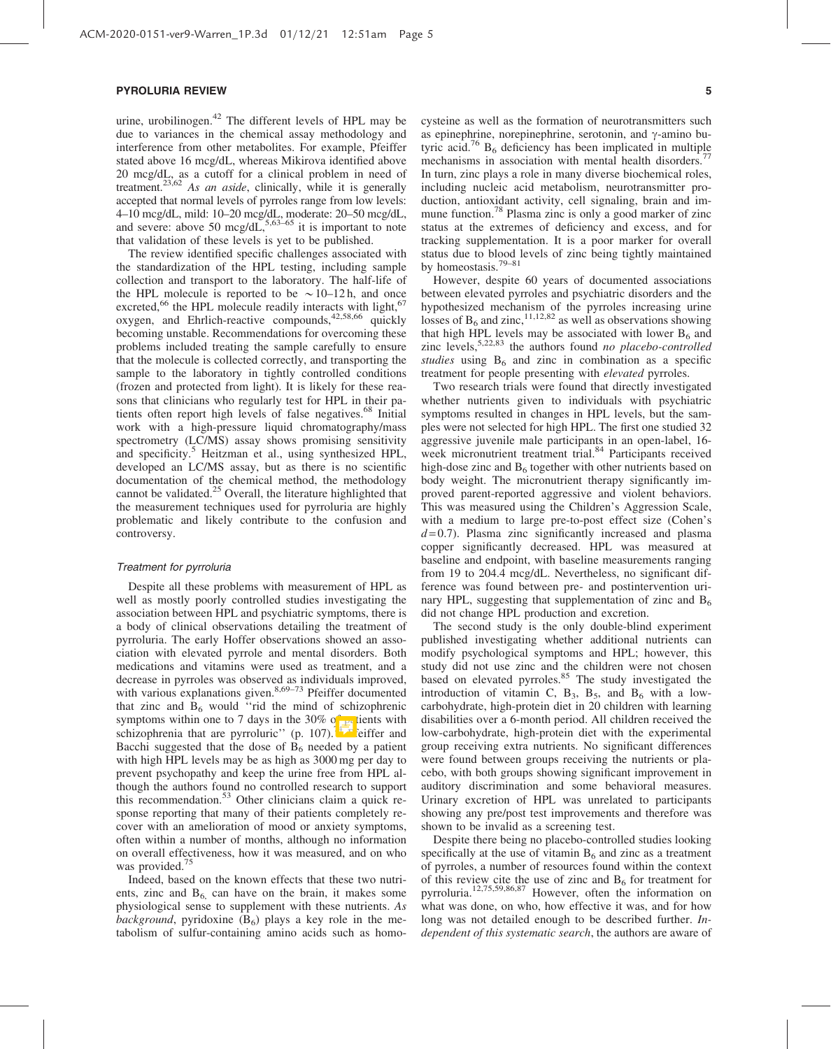urine, urobilinogen.[42] The different levels of HPL may be due to variances in the chemical assay methodology and interference from other metabolites. For example, Pfeiffer stated above 16 mcg/dL, whereas Mikirova identified above 20 mcg/dL, as a cutoff for a clinical problem in need of treatment.[23,62] *As an aside*, clinically, while it is generally accepted that normal levels of pyrroles range from low levels: 4–10 mcg/dL, mild: 10–20 mcg/dL, moderate: 20–50 mcg/dL, and severe: above 50 mcg/dL,[5,63–65] it is important to note that validation of these levels is yet to be published.

The review identified specific challenges associated with the standardization of the HPL testing, including sample collection and transport to the laboratory. The half-life of the HPL molecule is reported to be ~10–12 h, and once excreted,[66] the HPL molecule readily interacts with light,[67] oxygen, and Ehrlich-reactive compounds,[42,58,66] quickly becoming unstable. Recommendations for overcoming these problems included treating the sample carefully to ensure that the molecule is collected correctly, and transporting the sample to the laboratory in tightly controlled conditions (frozen and protected from light). It is likely for these reasons that clinicians who regularly test for HPL in their patients often report high levels of false negatives.[68] Initial work with a high-pressure liquid chromatography/mass spectrometry (LC/MS) assay shows promising sensitivity and specificity.[5] Heitzman et al., using synthesized HPL, developed an LC/MS assay, but as there is no scientific documentation of the chemical method, the methodology cannot be validated.[25] Overall, the literature highlighted that the measurement techniques used for pyrroluria are highly problematic and likely contribute to the confusion and controversy.

### Treatment for pyrroluria

Despite all these problems with measurement of HPL as well as mostly poorly controlled studies investigating the association between HPL and psychiatric symptoms, there is a body of clinical observations detailing the treatment of pyrroluria. The early Hoffer observations showed an association with elevated pyrrole and mental disorders. Both medications and vitamins were used as treatment, and a decrease in pyrroles was observed as individuals improved, with various explanations given.[8,69–73] Pfeiffer documented that zinc and $B_6$ would "rid the mind of schizophrenic symptoms within one to 7 days in the 30% of patients with schizophrenia that are pyrroluric" (p. 107). Pfeiffer and Bacchi suggested that the dose of $B_6$ needed by a patient with high HPL levels may be as high as 3000 mg per day to prevent psychopathy and keep the urine free from HPL although the authors found no controlled research to support this recommendation.[53] Other clinicians claim a quick response reporting that many of their patients completely recover with an amelioration of mood or anxiety symptoms, often within a number of months, although no information on overall effectiveness, how it was measured, and on who was provided.[75]

Indeed, based on the known effects that these two nutrients, zinc and $B_6$, can have on the brain, it makes some physiological sense to supplement with these nutrients. *As background*, pyridoxine ($B_6$) plays a key role in the metabolism of sulfur-containing amino acids such as homocysteine as well as the formation of neurotransmitters such as epinephrine, norepinephrine, serotonin, and $\gamma$-amino butyric acid.[76] $B_6$ deficiency has been implicated in multiple mechanisms in association with mental health disorders.[77] In turn, zinc plays a role in many diverse biochemical roles, including nucleic acid metabolism, neurotransmitter production, antioxidant activity, cell signaling, brain and immune function.[78] Plasma zinc is only a good marker of zinc status at the extremes of deficiency and excess, and for tracking supplementation. It is a poor marker for overall status due to blood levels of zinc being tightly maintained by homeostasis.[79–81]

However, despite 60 years of documented associations between elevated pyrroles and psychiatric disorders and the hypothesized mechanism of the pyrroles increasing urine losses of $B_6$ and zinc,[11,12,82] as well as observations showing that high HPL levels may be associated with lower $B_6$ and zinc levels,[5,22,83] the authors found *no placebo-controlled studies* using $B_6$ and zinc in combination as a specific treatment for people presenting with *elevated* pyrroles.

Two research trials were found that directly investigated whether nutrients given to individuals with psychiatric symptoms resulted in changes in HPL levels, but the samples were not selected for high HPL. The first one studied 32 aggressive juvenile male participants in an open-label, 16-week micronutrient treatment trial.[84] Participants received high-dose zinc and $B_6$ together with other nutrients based on body weight. The micronutrient therapy significantly improved parent-reported aggressive and violent behaviors. This was measured using the Children's Aggression Scale, with a medium to large pre-to-post effect size (Cohen's $d = 0.7$). Plasma zinc significantly increased and plasma copper significantly decreased. HPL was measured at baseline and endpoint, with baseline measurements ranging from 19 to 204.4 mcg/dL. Nevertheless, no significant difference was found between pre- and postintervention urinary HPL, suggesting that supplementation of zinc and $B_6$ did not change HPL production and excretion.

The second study is the only double-blind experiment published investigating whether additional nutrients can modify psychological symptoms and HPL; however, this study did not use zinc and the children were not chosen based on elevated pyrroles.[85] The study investigated the introduction of vitamin C, $B_3$, $B_5$, and $B_6$ with a low-carbohydrate, high-protein diet in 20 children with learning disabilities over a 6-month period. All children received the low-carbohydrate, high-protein diet with the experimental group receiving extra nutrients. No significant differences were found between groups receiving the nutrients or placebo, with both groups showing significant improvement in auditory discrimination and some behavioral measures. Urinary excretion of HPL was unrelated to participants showing any pre/post test improvements and therefore was shown to be invalid as a screening test.

Despite there being no placebo-controlled studies looking specifically at the use of vitamin $B_6$ and zinc as a treatment of pyrroles, a number of resources found within the context of this review cite the use of zinc and $B_6$ for treatment for pyrroluria.[12,75,59,86,87] However, often the information on what was done, on who, how effective it was, and for how long was not detailed enough to be described further. *Independent of this systematic search*, the authors are aware of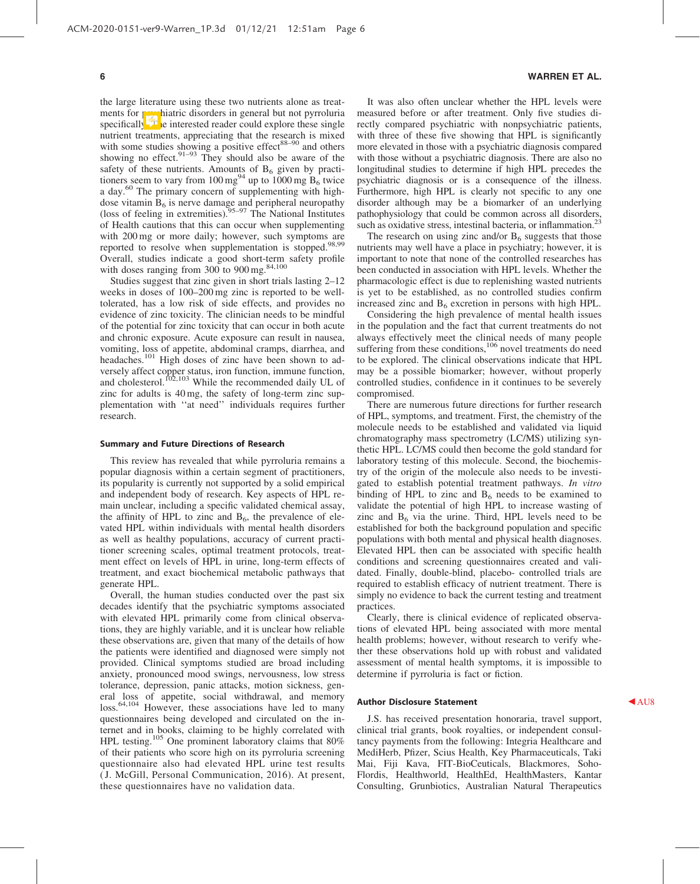the large literature using these two nutrients alone as treatments for psychiatric disorders in general but not pyrroluria specifically. The interested reader could explore these single nutrient treatments, appreciating that the research is mixed with some studies showing a positive effect[88–90] and others showing no effect.[91–93] They should also be aware of the safety of these nutrients. Amounts of $B_6$ given by practitioners seem to vary from 100 mg[94] up to 1000 mg $B_6$ twice a day.[60] The primary concern of supplementing with high-dose vitamin $B_6$ is nerve damage and peripheral neuropathy (loss of feeling in extremities).[95–97] The National Institutes of Health cautions that this can occur when supplementing with 200 mg or more daily; however, such symptoms are reported to resolve when supplementation is stopped.[98,99] Overall, studies indicate a good short-term safety profile with doses ranging from 300 to 900 mg.[84,100]

Studies suggest that zinc given in short trials lasting 2–12 weeks in doses of 100–200 mg zinc is reported to be well-tolerated, has a low risk of side effects, and provides no evidence of zinc toxicity. The clinician needs to be mindful of the potential for zinc toxicity that can occur in both acute and chronic exposure. Acute exposure can result in nausea, vomiting, loss of appetite, abdominal cramps, diarrhea, and headaches.[101] High doses of zinc have been shown to adversely affect copper status, iron function, immune function, and cholesterol.[102,103] While the recommended daily UL of zinc for adults is 40 mg, the safety of long-term zinc supplementation with ''at need'' individuals requires further research.

## Summary and Future Directions of Research

This review has revealed that while pyrroluria remains a popular diagnosis within a certain segment of practitioners, its popularity is currently not supported by a solid empirical and independent body of research. Key aspects of HPL remain unclear, including a specific validated chemical assay, the affinity of HPL to zinc and $B_6$, the prevalence of elevated HPL within individuals with mental health disorders as well as healthy populations, accuracy of current practitioner screening scales, optimal treatment protocols, treatment effect on levels of HPL in urine, long-term effects of treatment, and exact biochemical metabolic pathways that generate HPL.

Overall, the human studies conducted over the past six decades identify that the psychiatric symptoms associated with elevated HPL primarily come from clinical observations, they are highly variable, and it is unclear how reliable these observations are, given that many of the details of how the patients were identified and diagnosed were simply not provided. Clinical symptoms studied are broad including anxiety, pronounced mood swings, nervousness, low stress tolerance, depression, panic attacks, motion sickness, general loss of appetite, social withdrawal, and memory loss.[64,104] However, these associations have led to many questionnaires being developed and circulated on the internet and in books, claiming to be highly correlated with HPL testing.[105] One prominent laboratory claims that 80% of their patients who score high on its pyrroluria screening questionnaire also had elevated HPL urine test results (J. McGill, Personal Communication, 2016). At present, these questionnaires have no validation data.

It was also often unclear whether the HPL levels were measured before or after treatment. Only five studies directly compared psychiatric with nonpsychiatric patients, with three of these five showing that HPL is significantly more elevated in those with a psychiatric diagnosis compared with those without a psychiatric diagnosis. There are also no longitudinal studies to determine if high HPL precedes the psychiatric diagnosis or is a consequence of the illness. Furthermore, high HPL is clearly not specific to any one disorder although may be a biomarker of an underlying pathophysiology that could be common across all disorders, such as oxidative stress, intestinal bacteria, or inflammation.[23]

The research on using zinc and/or $B_6$ suggests that those nutrients may well have a place in psychiatry; however, it is important to note that none of the controlled researches has been conducted in association with HPL levels. Whether the pharmacologic effect is due to replenishing wasted nutrients is yet to be established, as no controlled studies confirm increased zinc and $B_6$ excretion in persons with high HPL.

Considering the high prevalence of mental health issues in the population and the fact that current treatments do not always effectively meet the clinical needs of many people suffering from these conditions,[106] novel treatments do need to be explored. The clinical observations indicate that HPL may be a possible biomarker; however, without properly controlled studies, confidence in it continues to be severely compromised.

There are numerous future directions for further research of HPL, symptoms, and treatment. First, the chemistry of the molecule needs to be established and validated via liquid chromatography mass spectrometry (LC/MS) utilizing synthetic HPL. LC/MS could then become the gold standard for laboratory testing of this molecule. Second, the biochemistry of the origin of the molecule also needs to be investigated to establish potential treatment pathways. *In vitro* binding of HPL to zinc and $B_6$ needs to be examined to validate the potential of high HPL to increase wasting of zinc and $B_6$ via the urine. Third, HPL levels need to be established for both the background population and specific populations with both mental and physical health diagnoses. Elevated HPL then can be associated with specific health conditions and screening questionnaires created and validated. Finally, double-blind, placebo- controlled trials are required to establish efficacy of nutrient treatment. There is simply no evidence to back the current testing and treatment practices.

Clearly, there is clinical evidence of replicated observations of elevated HPL being associated with more mental health problems; however, without research to verify whether these observations hold up with robust and validated assessment of mental health symptoms, it is impossible to determine if pyrroluria is fact or fiction.

## Author Disclosure Statement

J.S. has received presentation honoraria, travel support, clinical trial grants, book royalties, or independent consultancy payments from the following: Integria Healthcare and MediHerb, Pfizer, Scius Health, Key Pharmaceuticals, Taki Mai, Fiji Kava, FIT-BioCeuticals, Blackmores, Soho-Flordis, Healthworld, HealthEd, HealthMasters, Kantar Consulting, Grunbiotics, Australian Natural Therapeutics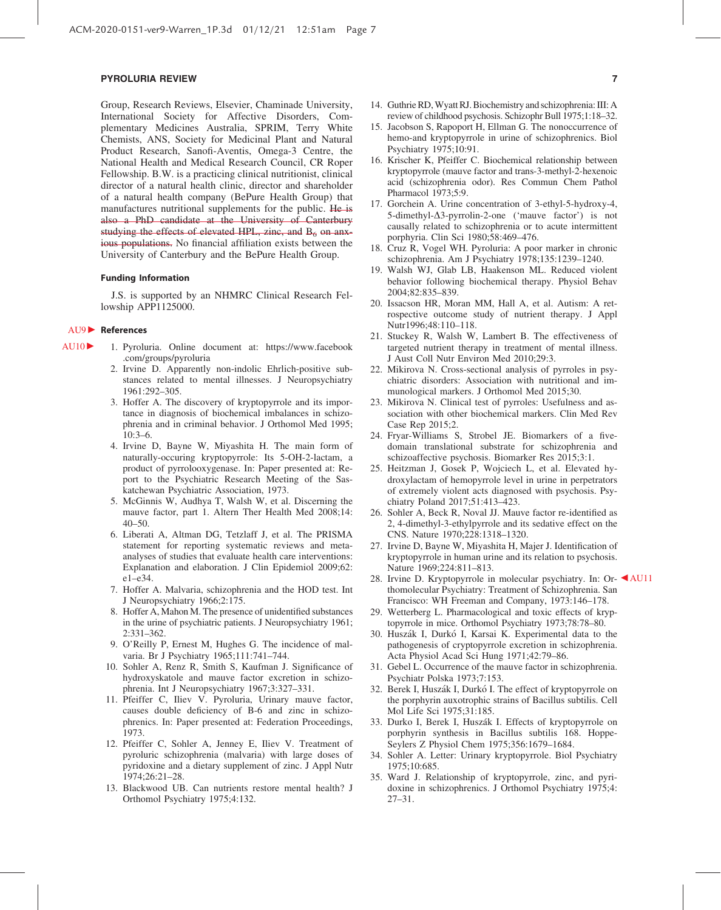Group, Research Reviews, Elsevier, Chaminade University, International Society for Affective Disorders, Complementary Medicines Australia, SPRIM, Terry White Chemists, ANS, Society for Medicinal Plant and Natural Product Research, Sanofi-Aventis, Omega-3 Centre, the National Health and Medical Research Council, CR Roper Fellowship. B.W. is a practicing clinical nutritionist, clinical director of a natural health clinic, director and shareholder of a natural health company (BePure Health Group) that manufactures nutritional supplements for the public. ~~He is also a PhD candidate at the University of Canterbury studying the effects of elevated HPL, zinc, and $B_6$ on anxious populations.~~ No financial affiliation exists between the University of Canterbury and the BePure Health Group.

### Funding Information

J.S. is supported by an NHMRC Clinical Research Fellowship APP1125000.

### References

1. Pyroluria. Online document at: https://www.facebook.com/groups/pyroluria
2. Irvine D. Apparently non-indolic Ehrlich-positive substances related to mental illnesses. J Neuropsychiatry 1961:292–305.
3. Hoffer A. The discovery of kryptopyrrole and its importance in diagnosis of biochemical imbalances in schizophrenia and in criminal behavior. J Orthomol Med 1995; 10:3–6.
4. Irvine D, Bayne W, Miyashita H. The main form of naturally-occuring kryptopyrrole: Its 5-OH-2-lactam, a product of pyrrolooxygenase. In: Paper presented at: Report to the Psychiatric Research Meeting of the Saskatchewan Psychiatric Association, 1973.
5. McGinnis W, Audhya T, Walsh W, et al. Discerning the mauve factor, part 1. Altern Ther Health Med 2008;14: 40–50.
6. Liberati A, Altman DG, Tetzlaff J, et al. The PRISMA statement for reporting systematic reviews and meta-analyses of studies that evaluate health care interventions: Explanation and elaboration. J Clin Epidemiol 2009;62: e1–e34.
7. Hoffer A. Malvaria, schizophrenia and the HOD test. Int J Neuropsychiatry 1966;2:175.
8. Hoffer A, Mahon M. The presence of unidentified substances in the urine of psychiatric patients. J Neuropsychiatry 1961; 2:331–362.
9. O'Reilly P, Ernest M, Hughes G. The incidence of malvaria. Br J Psychiatry 1965;111:741–744.
10. Sohler A, Renz R, Smith S, Kaufman J. Significance of hydroxyskatole and mauve factor excretion in schizophrenia. Int J Neuropsychiatry 1967;3:327–331.
11. Pfeiffer C, Iliev V. Pyroluria, Urinary mauve factor, causes double deficiency of B-6 and zinc in schizophrenics. In: Paper presented at: Federation Proceedings, 1973.
12. Pfeiffer C, Sohler A, Jenney E, Iliev V. Treatment of pyroluric schizophrenia (malvaria) with large doses of pyridoxine and a dietary supplement of zinc. J Appl Nutr 1974;26:21–28.
13. Blackwood UB. Can nutrients restore mental health? J Orthomol Psychiatry 1975;4:132.
14. Guthrie RD, Wyatt RJ. Biochemistry and schizophrenia: III: A review of childhood psychosis. Schizophr Bull 1975;1:18–32.
15. Jacobson S, Rapoport H, Ellman G. The nonoccurrence of hemo-and kryptopyrrole in urine of schizophrenics. Biol Psychiatry 1975;10:91.
16. Krischer K, Pfeiffer C. Biochemical relationship between kryptopyrrole (mauve factor and trans-3-methyl-2-hexenoic acid (schizophrenia odor). Res Commun Chem Pathol Pharmacol 1973;5:9.
17. Gorchein A. Urine concentration of 3-ethyl-5-hydroxy-4, 5-dimethyl-Δ3-pyrrolin-2-one ('mauve factor') is not causally related to schizophrenia or to acute intermittent porphyria. Clin Sci 1980;58:469–476.
18. Cruz R, Vogel WH. Pyroluria: A poor marker in chronic schizophrenia. Am J Psychiatry 1978;135:1239–1240.
19. Walsh WJ, Glab LB, Haakenson ML. Reduced violent behavior following biochemical therapy. Physiol Behav 2004;82:835–839.
20. Issacson HR, Moran MM, Hall A, et al. Autism: A retrospective outcome study of nutrient therapy. J Appl Nutr1996;48:110–118.
21. Stuckey R, Walsh W, Lambert B. The effectiveness of targeted nutrient therapy in treatment of mental illness. J Aust Coll Nutr Environ Med 2010;29:3.
22. Mikirova N. Cross-sectional analysis of pyrroles in psychiatric disorders: Association with nutritional and immunological markers. J Orthomol Med 2015;30.
23. Mikirova N. Clinical test of pyrroles: Usefulness and association with other biochemical markers. Clin Med Rev Case Rep 2015;2.
24. Fryar-Williams S, Strobel JE. Biomarkers of a five-domain translational substrate for schizophrenia and schizoaffective psychosis. Biomarker Res 2015;3:1.
25. Heitzman J, Gosek P, Wojciech L, et al. Elevated hydroxylactam of hemopyrrole level in urine in perpetrators of extremely violent acts diagnosed with psychosis. Psychiatry Poland 2017;51:413–423.
26. Sohler A, Beck R, Noval JJ. Mauve factor re-identified as 2, 4-dimethyl-3-ethylpyrrole and its sedative effect on the CNS. Nature 1970;228:1318–1320.
27. Irvine D, Bayne W, Miyashita H, Majer J. Identification of kryptopyrrole in human urine and its relation to psychosis. Nature 1969;224:811–813.
28. Irvine D. Kryptopyrrole in molecular psychiatry. In: Orthomolecular Psychiatry: Treatment of Schizophrenia. San Francisco: WH Freeman and Company, 1973:146–178.
29. Wetterberg L. Pharmacological and toxic effects of kryptopyrrole in mice. Orthomol Psychiatry 1973;78:78–80.
30. Huszák I, Durkó I, Karsai K. Experimental data to the pathogenesis of cryptopyrrole excretion in schizophrenia. Acta Physiol Acad Sci Hung 1971;42:79–86.
31. Gebel L. Occurrence of the mauve factor in schizophrenia. Psychiatr Polska 1973;7:153.
32. Berek I, Huszák I, Durkó I. The effect of kryptopyrrole on the porphyrin auxotrophic strains of Bacillus subtilis. Cell Mol Life Sci 1975;31:185.
33. Durko I, Berek I, Huszák I. Effects of kryptopyrrole on porphyrin synthesis in Bacillus subtilis 168. Hoppe-Seylers Z Physiol Chem 1975;356:1679–1684.
34. Sohler A. Letter: Urinary kryptopyrrole. Biol Psychiatry 1975;10:685.
35. Ward J. Relationship of kryptopyrrole, zinc, and pyridoxine in schizophrenics. J Orthomol Psychiatry 1975;4: 27–31.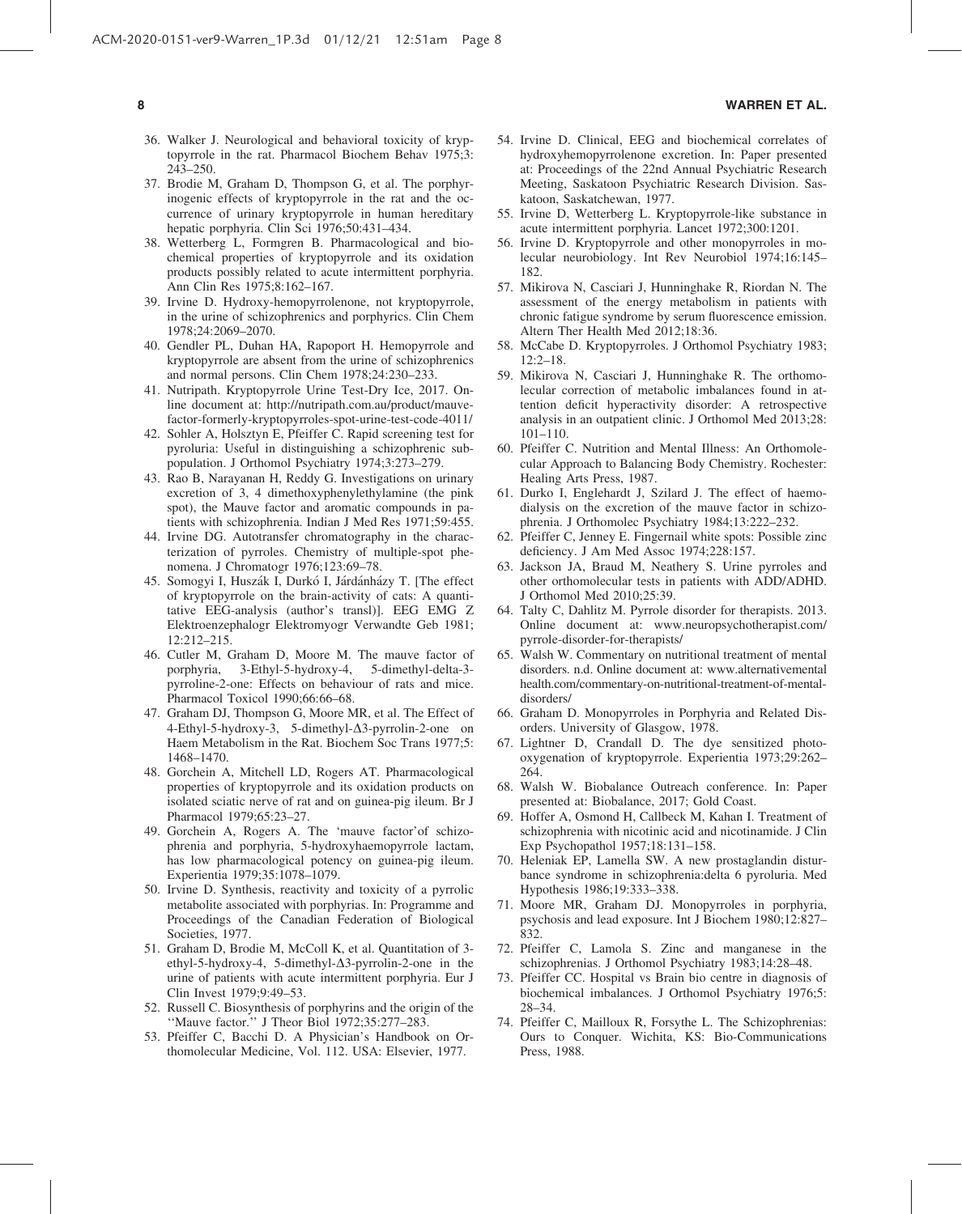36. Walker J. Neurological and behavioral toxicity of kryptopyrrole in the rat. Pharmacol Biochem Behav 1975;3: 243–250.
37. Brodie M, Graham D, Thompson G, et al. The porphyrinogenic effects of kryptopyrrole in the rat and the occurrence of urinary kryptopyrrole in human hereditary hepatic porphyria. Clin Sci 1976;50:431–434.
38. Wetterberg L, Formgren B. Pharmacological and biochemical properties of kryptopyrrole and its oxidation products possibly related to acute intermittent porphyria. Ann Clin Res 1975;8:162–167.
39. Irvine D. Hydroxy-hemopyrrolenone, not kryptopyrrole, in the urine of schizophrenics and porphyrics. Clin Chem 1978;24:2069–2070.
40. Gendler PL, Duhan HA, Rapoport H. Hemopyrrole and kryptopyrrole are absent from the urine of schizophrenics and normal persons. Clin Chem 1978;24:230–233.
41. Nutripath. Kryptopyrrole Urine Test-Dry Ice, 2017. Online document at: http://nutripath.com.au/product/mauve-factor-formerly-kryptopyrroles-spot-urine-test-code-4011/
42. Sohler A, Holsztyn E, Pfeiffer C. Rapid screening test for pyroluria: Useful in distinguishing a schizophrenic subpopulation. J Orthomol Psychiatry 1974;3:273–279.
43. Rao B, Narayanan H, Reddy G. Investigations on urinary excretion of 3, 4 dimethoxyphenylethylamine (the pink spot), the Mauve factor and aromatic compounds in patients with schizophrenia. Indian J Med Res 1971;59:455.
44. Irvine DG. Autotransfer chromatography in the characterization of pyrroles. Chemistry of multiple-spot phenomena. J Chromatogr 1976;123:69–78.
45. Somogyi I, Huszák I, Durkó I, Járdánházy T. [The effect of kryptopyrrole on the brain-activity of cats: A quantitative EEG-analysis (author's transl)]. EEG EMG Z Elektroenzephalogr Elektromyogr Verwandte Geb 1981; 12:212–215.
46. Cutler M, Graham D, Moore M. The mauve factor of porphyria, 3-Ethyl-5-hydroxy-4, 5-dimethyl-delta-3-pyrroline-2-one: Effects on behaviour of rats and mice. Pharmacol Toxicol 1990;66:66–68.
47. Graham DJ, Thompson G, Moore MR, et al. The Effect of 4-Ethyl-5-hydroxy-3, 5-dimethyl-Δ3-pyrrolin-2-one on Haem Metabolism in the Rat. Biochem Soc Trans 1977;5: 1468–1470.
48. Gorchein A, Mitchell LD, Rogers AT. Pharmacological properties of kryptopyrrole and its oxidation products on isolated sciatic nerve of rat and on guinea-pig ileum. Br J Pharmacol 1979;65:23–27.
49. Gorchein A, Rogers A. The 'mauve factor'of schizophrenia and porphyria, 5-hydroxyhaemopyrrole lactam, has low pharmacological potency on guinea-pig ileum. Experientia 1979;35:1078–1079.
50. Irvine D. Synthesis, reactivity and toxicity of a pyrrolic metabolite associated with porphyrias. In: Programme and Proceedings of the Canadian Federation of Biological Societies, 1977.
51. Graham D, Brodie M, McColl K, et al. Quantitation of 3-ethyl-5-hydroxy-4, 5-dimethyl-Δ3-pyrrolin-2-one in the urine of patients with acute intermittent porphyria. Eur J Clin Invest 1979;9:49–53.
52. Russell C. Biosynthesis of porphyrins and the origin of the ''Mauve factor.'' J Theor Biol 1972;35:277–283.
53. Pfeiffer C, Bacchi D. A Physician's Handbook on Orthomolecular Medicine, Vol. 112. USA: Elsevier, 1977.
54. Irvine D. Clinical, EEG and biochemical correlates of hydroxyhemopyrrolenone excretion. In: Paper presented at: Proceedings of the 22nd Annual Psychiatric Research Meeting, Saskatoon Psychiatric Research Division. Saskatoon, Saskatchewan, 1977.
55. Irvine D, Wetterberg L. Kryptopyrrole-like substance in acute intermittent porphyria. Lancet 1972;300:1201.
56. Irvine D. Kryptopyrrole and other monopyrroles in molecular neurobiology. Int Rev Neurobiol 1974;16:145–182.
57. Mikirova N, Casciari J, Hunninghake R, Riordan N. The assessment of the energy metabolism in patients with chronic fatigue syndrome by serum fluorescence emission. Altern Ther Health Med 2012;18:36.
58. McCabe D. Kryptopyrroles. J Orthomol Psychiatry 1983; 12:2–18.
59. Mikirova N, Casciari J, Hunninghake R. The orthomolecular correction of metabolic imbalances found in attention deficit hyperactivity disorder: A retrospective analysis in an outpatient clinic. J Orthomol Med 2013;28: 101–110.
60. Pfeiffer C. Nutrition and Mental Illness: An Orthomolecular Approach to Balancing Body Chemistry. Rochester: Healing Arts Press, 1987.
61. Durko I, Englehardt J, Szilard J. The effect of haemodialysis on the excretion of the mauve factor in schizophrenia. J Orthomolec Psychiatry 1984;13:222–232.
62. Pfeiffer C, Jenney E. Fingernail white spots: Possible zinc deficiency. J Am Med Assoc 1974;228:157.
63. Jackson JA, Braud M, Neathery S. Urine pyrroles and other orthomolecular tests in patients with ADD/ADHD. J Orthomol Med 2010;25:39.
64. Talty C, Dahlitz M. Pyrrole disorder for therapists. 2013. Online document at: www.neuropsychotherapist.com/pyrrole-disorder-for-therapists/
65. Walsh W. Commentary on nutritional treatment of mental disorders. n.d. Online document at: www.alternativementalhealth.com/commentary-on-nutritional-treatment-of-mental-disorders/
66. Graham D. Monopyrroles in Porphyria and Related Disorders. University of Glasgow, 1978.
67. Lightner D, Crandall D. The dye sensitized photo-oxygenation of kryptopyrrole. Experientia 1973;29:262–264.
68. Walsh W. Biobalance Outreach conference. In: Paper presented at: Biobalance, 2017; Gold Coast.
69. Hoffer A, Osmond H, Callbeck M, Kahan I. Treatment of schizophrenia with nicotinic acid and nicotinamide. J Clin Exp Psychopathol 1957;18:131–158.
70. Heleniak EP, Lamella SW. A new prostaglandin disturbance syndrome in schizophrenia:delta 6 pyroluria. Med Hypothesis 1986;19:333–338.
71. Moore MR, Graham DJ. Monopyrroles in porphyria, psychosis and lead exposure. Int J Biochem 1980;12:827–832.
72. Pfeiffer C, Lamola S. Zinc and manganese in the schizophrenias. J Orthomol Psychiatry 1983;14:28–48.
73. Pfeiffer CC. Hospital vs Brain bio centre in diagnosis of biochemical imbalances. J Orthomol Psychiatry 1976;5: 28–34.
74. Pfeiffer C, Mailloux R, Forsythe L. The Schizophrenias: Ours to Conquer. Wichita, KS: Bio-Communications Press, 1988.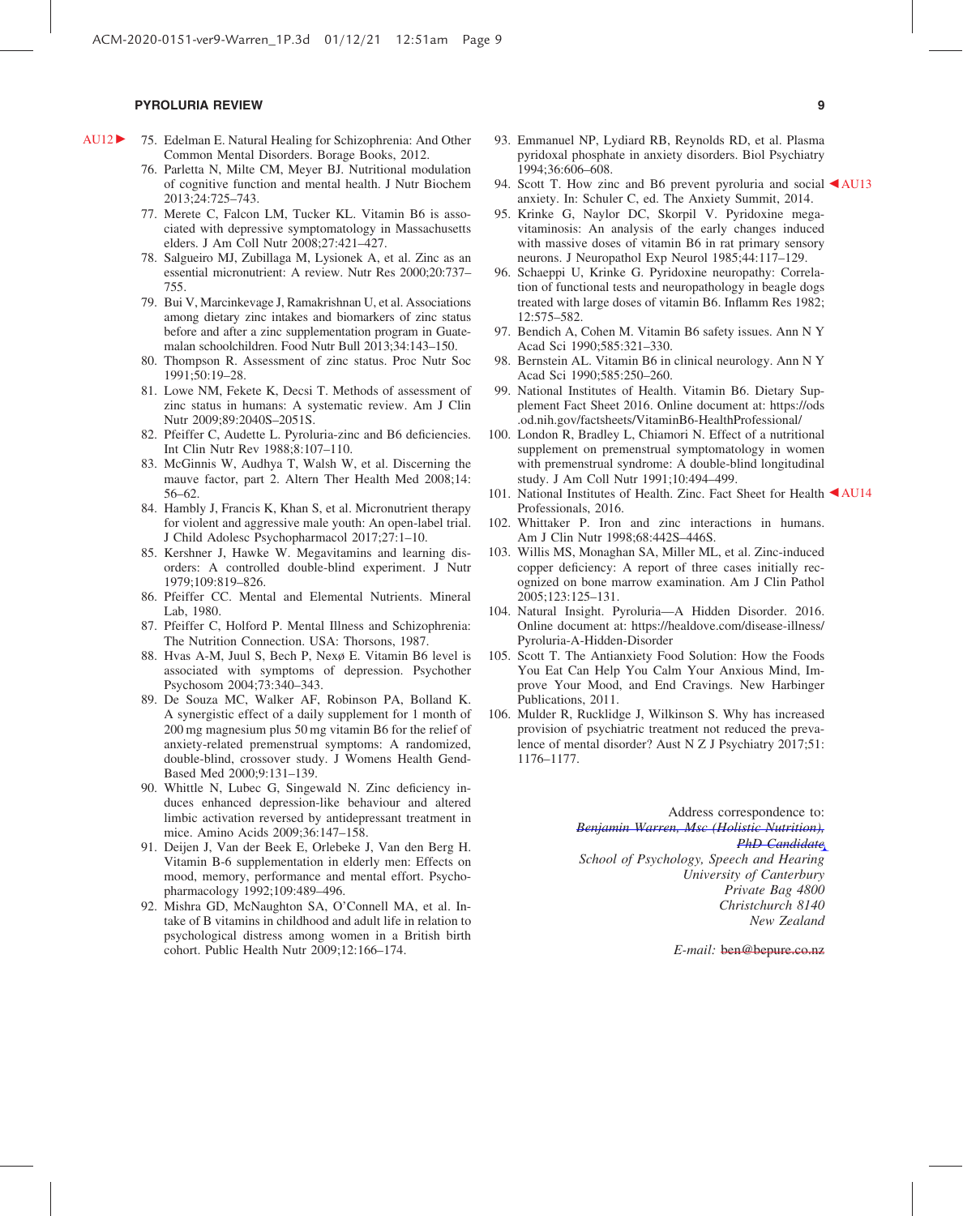75. Edelman E. Natural Healing for Schizophrenia: And Other Common Mental Disorders. Borage Books, 2012.
76. Parletta N, Milte CM, Meyer BJ. Nutritional modulation of cognitive function and mental health. J Nutr Biochem 2013;24:725–743.
77. Merete C, Falcon LM, Tucker KL. Vitamin B6 is associated with depressive symptomatology in Massachusetts elders. J Am Coll Nutr 2008;27:421–427.
78. Salgueiro MJ, Zubillaga M, Lysionek A, et al. Zinc as an essential micronutrient: A review. Nutr Res 2000;20:737–755.
79. Bui V, Marcinkevage J, Ramakrishnan U, et al. Associations among dietary zinc intakes and biomarkers of zinc status before and after a zinc supplementation program in Guatemalan schoolchildren. Food Nutr Bull 2013;34:143–150.
80. Thompson R. Assessment of zinc status. Proc Nutr Soc 1991;50:19–28.
81. Lowe NM, Fekete K, Decsi T. Methods of assessment of zinc status in humans: A systematic review. Am J Clin Nutr 2009;89:2040S–2051S.
82. Pfeiffer C, Audette L. Pyroluria-zinc and B6 deficiencies. Int Clin Nutr Rev 1988;8:107–110.
83. McGinnis W, Audhya T, Walsh W, et al. Discerning the mauve factor, part 2. Altern Ther Health Med 2008;14:56–62.
84. Hambly J, Francis K, Khan S, et al. Micronutrient therapy for violent and aggressive male youth: An open-label trial. J Child Adolesc Psychopharmacol 2017;27:1–10.
85. Kershner J, Hawke W. Megavitamins and learning disorders: A controlled double-blind experiment. J Nutr 1979;109:819–826.
86. Pfeiffer CC. Mental and Elemental Nutrients. Mineral Lab, 1980.
87. Pfeiffer C, Holford P. Mental Illness and Schizophrenia: The Nutrition Connection. USA: Thorsons, 1987.
88. Hvas A-M, Juul S, Bech P, Nexø E. Vitamin B6 level is associated with symptoms of depression. Psychother Psychosom 2004;73:340–343.
89. De Souza MC, Walker AF, Robinson PA, Bolland K. A synergistic effect of a daily supplement for 1 month of 200 mg magnesium plus 50 mg vitamin B6 for the relief of anxiety-related premenstrual symptoms: A randomized, double-blind, crossover study. J Womens Health Gend-Based Med 2000;9:131–139.
90. Whittle N, Lubec G, Singewald N. Zinc deficiency induces enhanced depression-like behaviour and altered limbic activation reversed by antidepressant treatment in mice. Amino Acids 2009;36:147–158.
91. Deijen J, Van der Beek E, Orlebeke J, Van den Berg H. Vitamin B-6 supplementation in elderly men: Effects on mood, memory, performance and mental effort. Psychopharmacology 1992;109:489–496.
92. Mishra GD, McNaughton SA, O'Connell MA, et al. Intake of B vitamins in childhood and adult life in relation to psychological distress among women in a British birth cohort. Public Health Nutr 2009;12:166–174.
93. Emmanuel NP, Lydiard RB, Reynolds RD, et al. Plasma pyridoxal phosphate in anxiety disorders. Biol Psychiatry 1994;36:606–608.
94. Scott T. How zinc and B6 prevent pyroluria and social anxiety. In: Schuler C, ed. The Anxiety Summit, 2014.
95. Krinke G, Naylor DC, Skorpil V. Pyridoxine megavitaminosis: An analysis of the early changes induced with massive doses of vitamin B6 in rat primary sensory neurons. J Neuropathol Exp Neurol 1985;44:117–129.
96. Schaeppi U, Krinke G. Pyridoxine neuropathy: Correlation of functional tests and neuropathology in beagle dogs treated with large doses of vitamin B6. Inflamm Res 1982;12:575–582.
97. Bendich A, Cohen M. Vitamin B6 safety issues. Ann N Y Acad Sci 1990;585:321–330.
98. Bernstein AL. Vitamin B6 in clinical neurology. Ann N Y Acad Sci 1990;585:250–260.
99. National Institutes of Health. Vitamin B6. Dietary Supplement Fact Sheet 2016. Online document at: https://ods.od.nih.gov/factsheets/VitaminB6-HealthProfessional/
100. London R, Bradley L, Chiamori N. Effect of a nutritional supplement on premenstrual symptomatology in women with premenstrual syndrome: A double-blind longitudinal study. J Am Coll Nutr 1991;10:494–499.
101. National Institutes of Health. Zinc. Fact Sheet for Health Professionals, 2016.
102. Whittaker P. Iron and zinc interactions in humans. Am J Clin Nutr 1998;68:442S–446S.
103. Willis MS, Monaghan SA, Miller ML, et al. Zinc-induced copper deficiency: A report of three cases initially recognized on bone marrow examination. Am J Clin Pathol 2005;123:125–131.
104. Natural Insight. Pyroluria—A Hidden Disorder. 2016. Online document at: https://healdove.com/disease-illness/Pyroluria-A-Hidden-Disorder
105. Scott T. The Antianxiety Food Solution: How the Foods You Eat Can Help You Calm Your Anxious Mind, Improve Your Mood, and End Cravings. New Harbinger Publications, 2011.
106. Mulder R, Rucklidge J, Wilkinson S. Why has increased provision of psychiatric treatment not reduced the prevalence of mental disorder? Aust N Z J Psychiatry 2017;51:1176–1177.

Address correspondence to:
~~Benjamin Warren, Msc (Holistic Nutrition), PhD Candidate~~,
*School of Psychology, Speech and Hearing*
*University of Canterbury*
*Private Bag 4800*
*Christchurch 8140*
*New Zealand*

*E-mail:* ~~ben@bepure.co.nz~~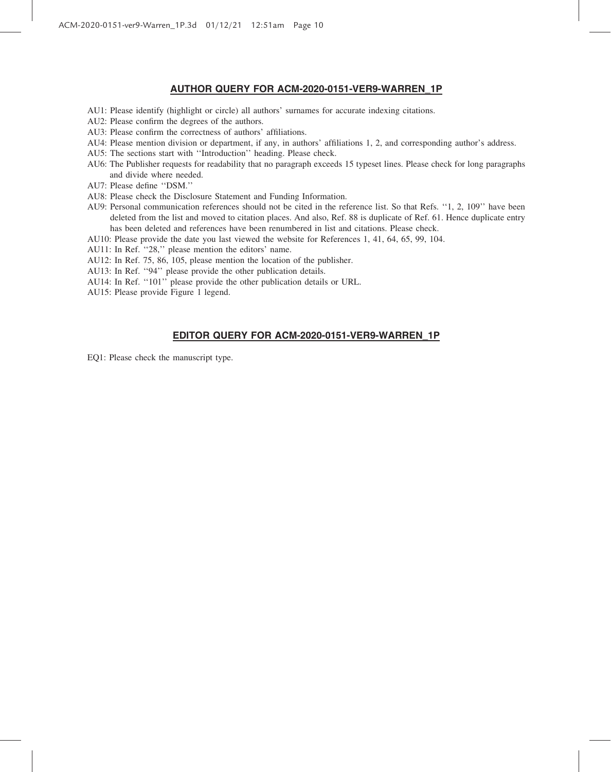## AUTHOR QUERY FOR ACM-2020-0151-VER9-WARREN_1P

AU1: Please identify (highlight or circle) all authors' surnames for accurate indexing citations.

AU2: Please confirm the degrees of the authors.

AU3: Please confirm the correctness of authors' affiliations.

AU4: Please mention division or department, if any, in authors' affiliations 1, 2, and corresponding author's address.

AU5: The sections start with ''Introduction'' heading. Please check.

AU6: The Publisher requests for readability that no paragraph exceeds 15 typeset lines. Please check for long paragraphs and divide where needed.

AU7: Please define ''DSM.''

AU8: Please check the Disclosure Statement and Funding Information.

AU9: Personal communication references should not be cited in the reference list. So that Refs. ''1, 2, 109'' have been deleted from the list and moved to citation places. And also, Ref. 88 is duplicate of Ref. 61. Hence duplicate entry has been deleted and references have been renumbered in list and citations. Please check.

AU10: Please provide the date you last viewed the website for References 1, 41, 64, 65, 99, 104.

AU11: In Ref. ''28,'' please mention the editors' name.

AU12: In Ref. 75, 86, 105, please mention the location of the publisher.

AU13: In Ref. ''94'' please provide the other publication details.

AU14: In Ref. ''101'' please provide the other publication details or URL.

AU15: Please provide Figure 1 legend.

## EDITOR QUERY FOR ACM-2020-0151-VER9-WARREN_1P

EQ1: Please check the manuscript type.